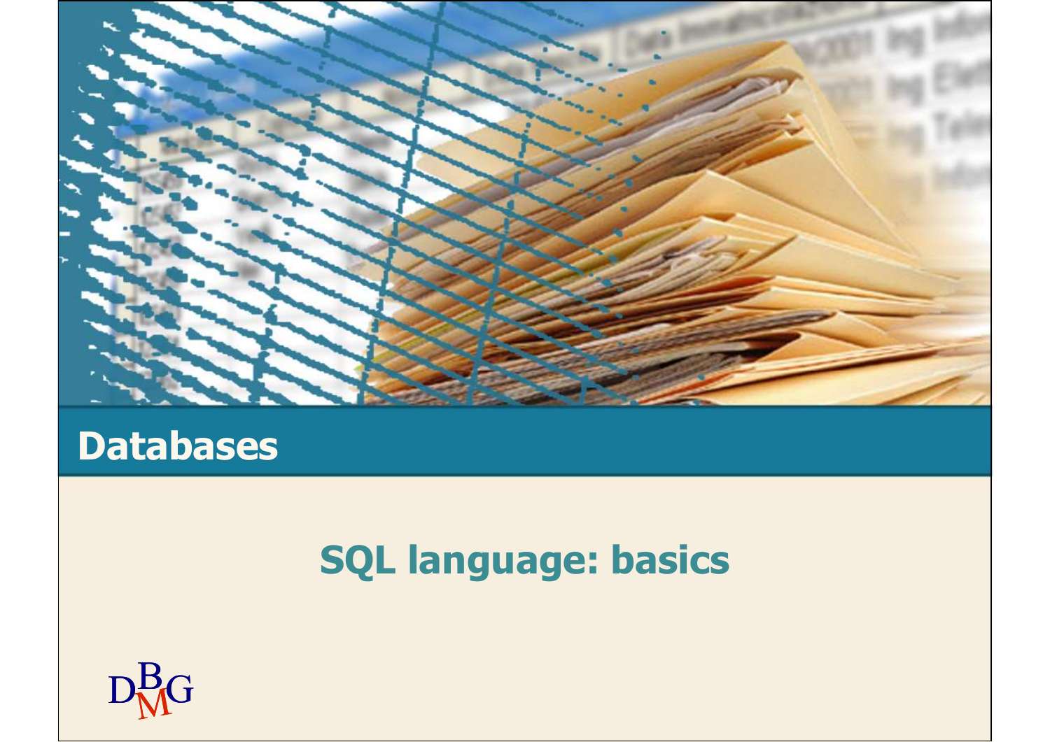# Databases

## SQL language: basics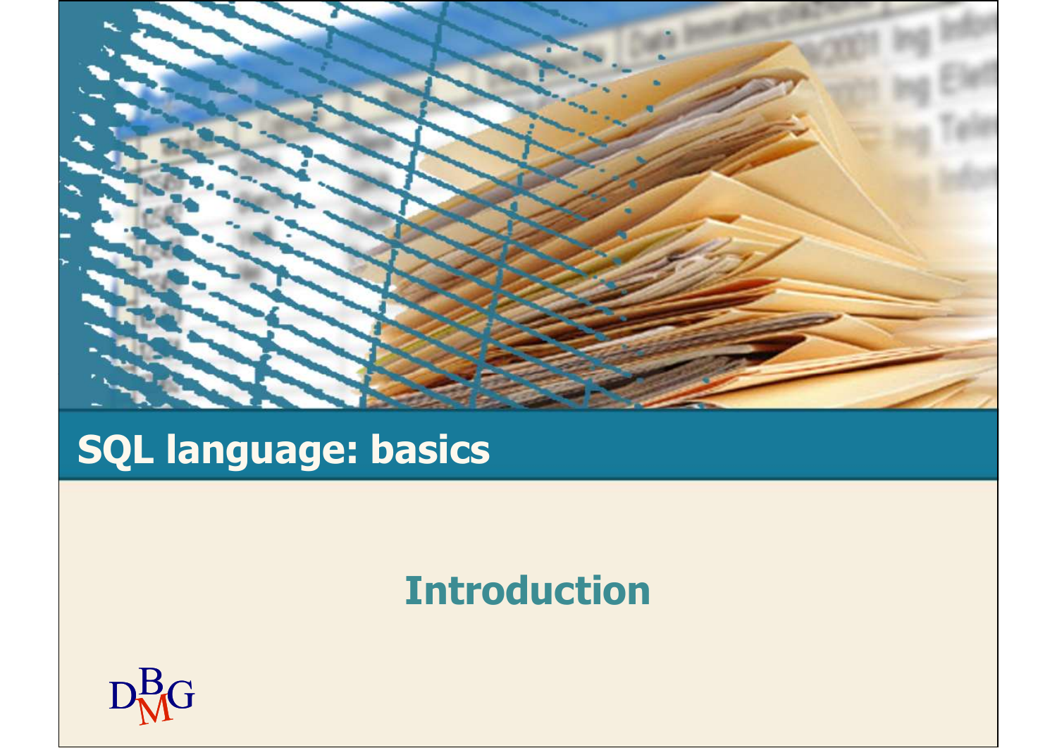# SQL language: basics

## Introduction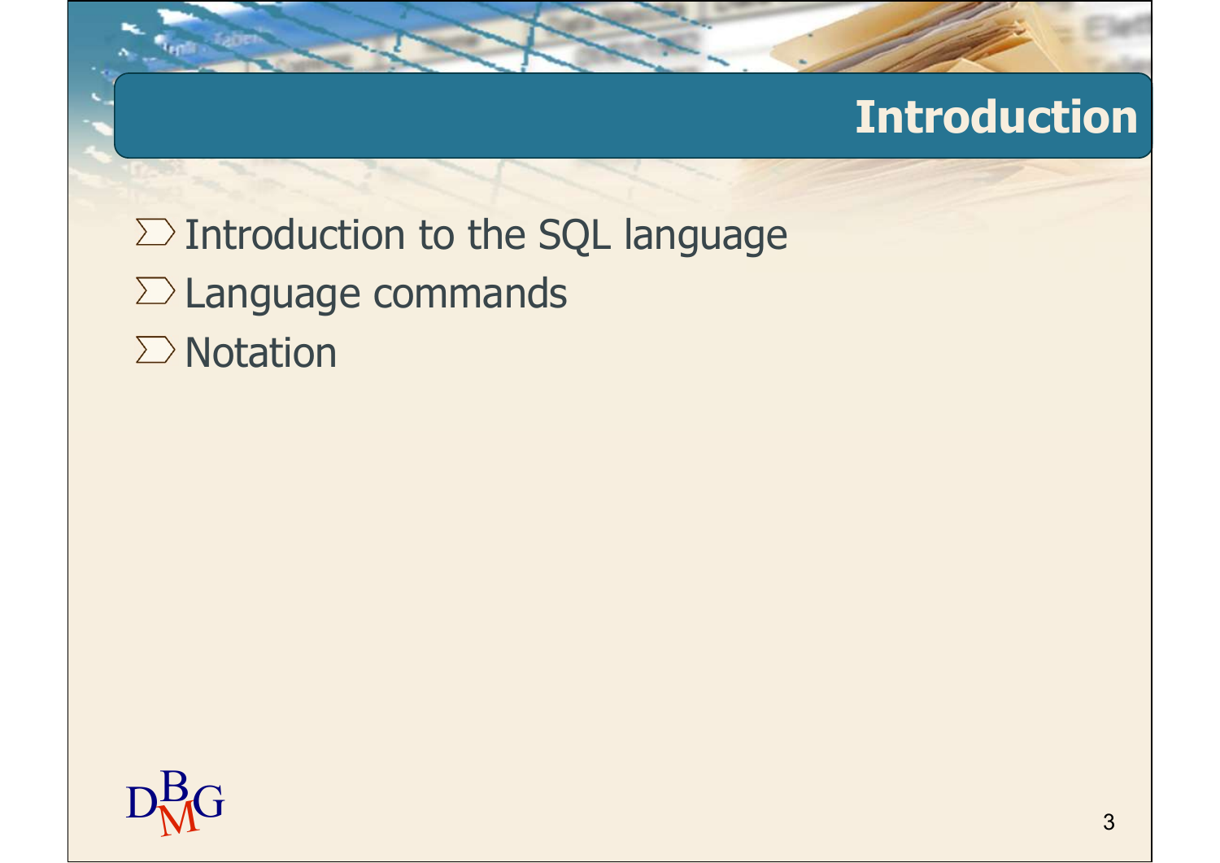# Introduction

- Introduction to the SQL language
- Language commands
- Notation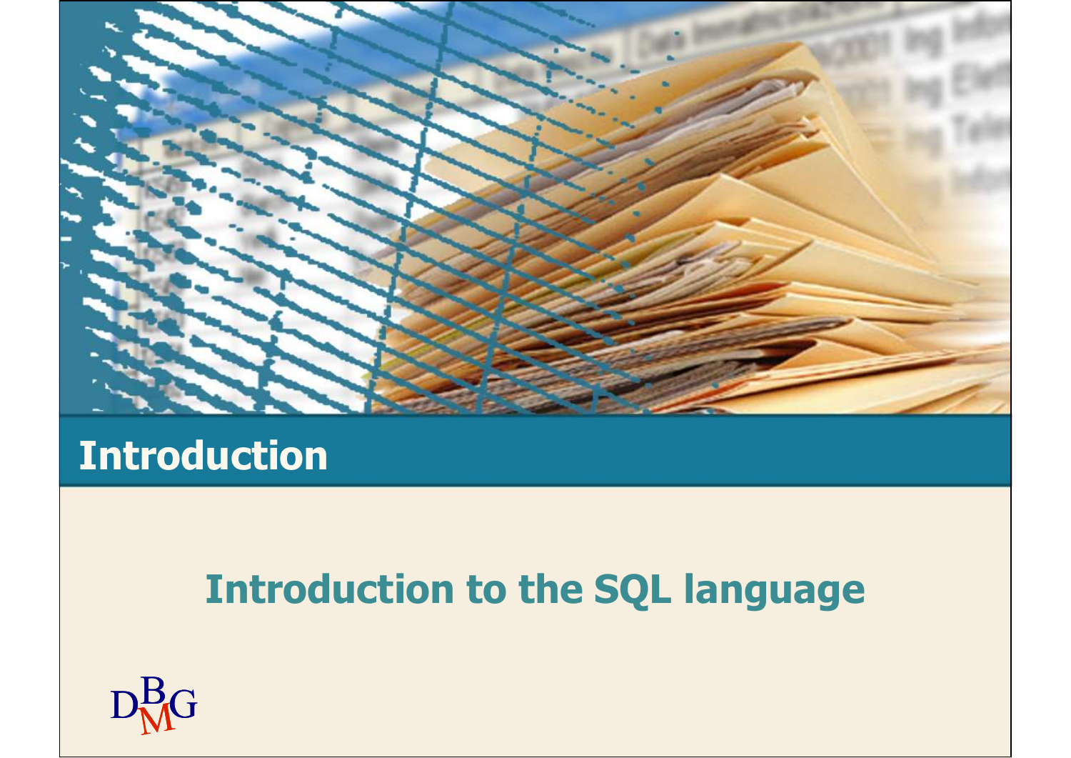# Introduction

## Introduction to the SQL language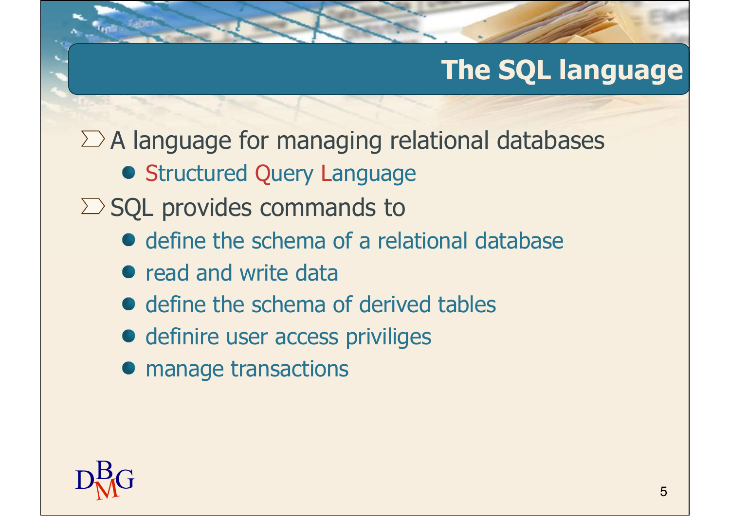# The SQL language

- A language for managing relational databases
  - Structured Query Language
- SQL provides commands to
  - define the schema of a relational database
  - read and write data
  - define the schema of derived tables
  - definire user access priviliges
  - manage transactions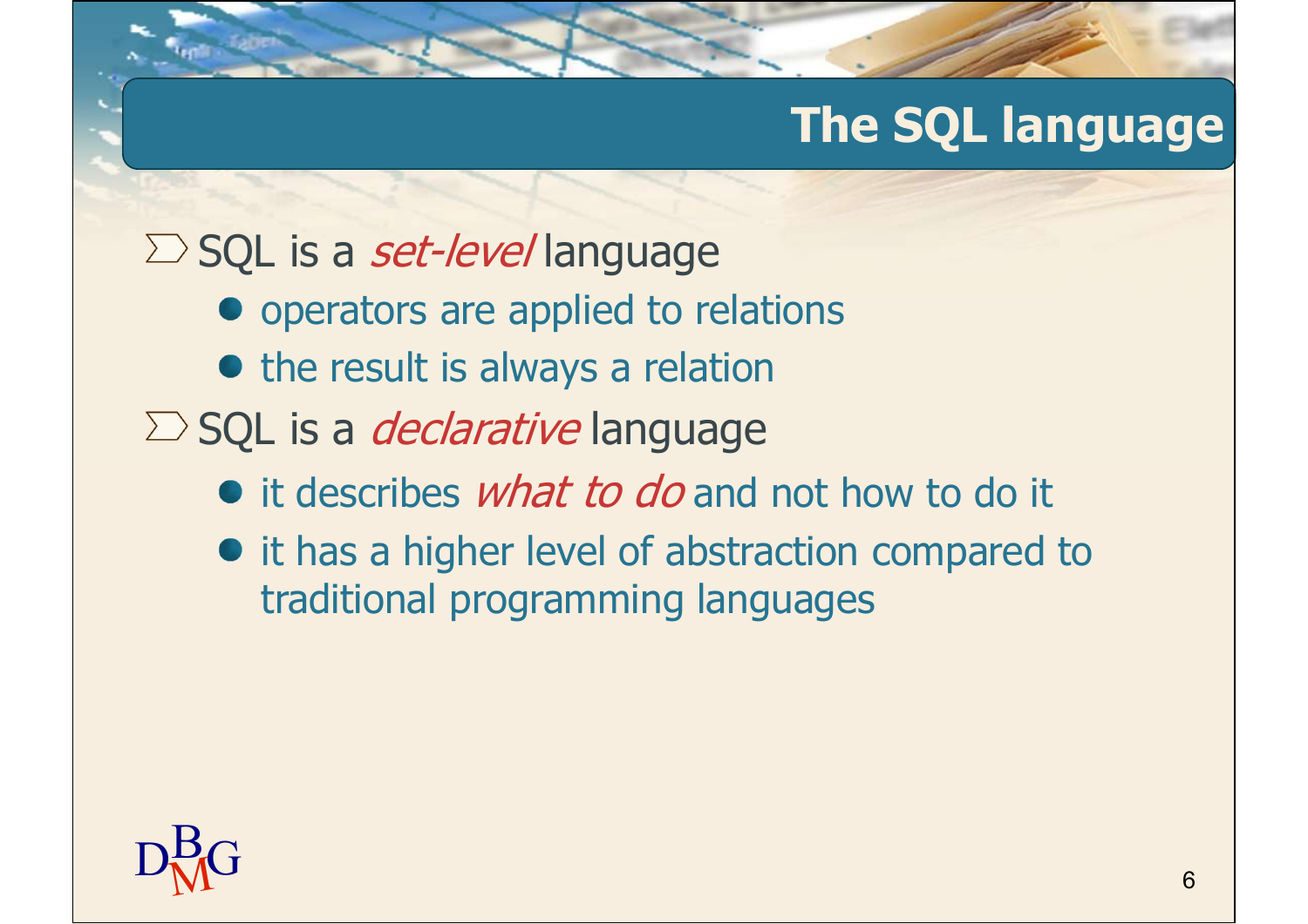# The SQL language

- SQL is a *set-level* language
  - operators are applied to relations
  - the result is always a relation
- SQL is a *declarative* language
  - it describes *what to do* and not how to do it
  - it has a higher level of abstraction compared to traditional programming languages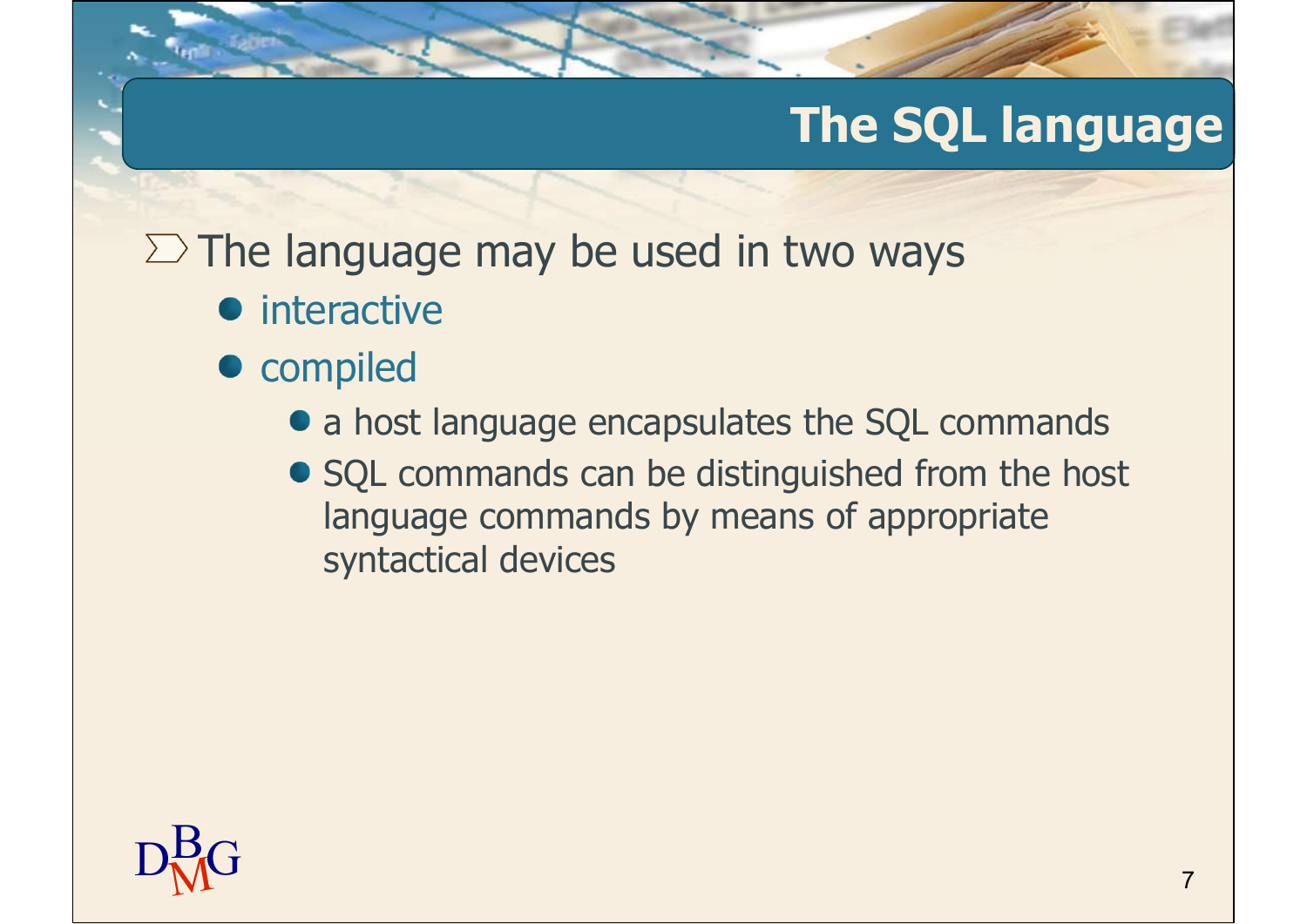# The SQL language

- The language may be used in two ways
  - interactive
  - compiled
    - a host language encapsulates the SQL commands
    - SQL commands can be distinguished from the host language commands by means of appropriate syntactical devices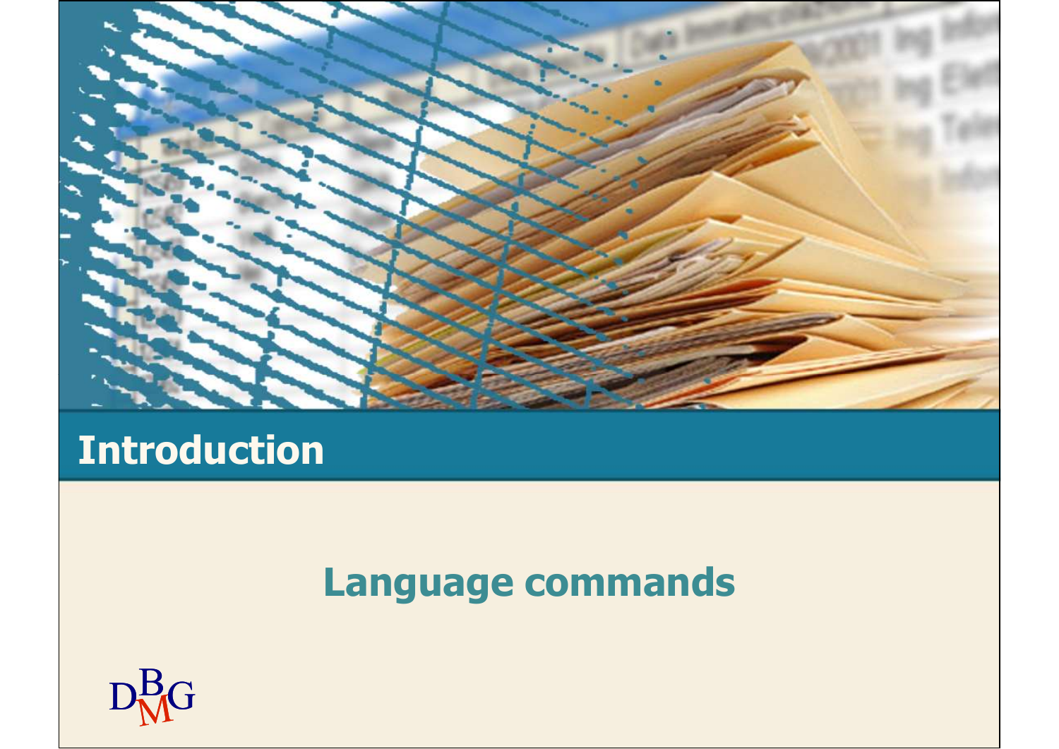# Introduction

## Language commands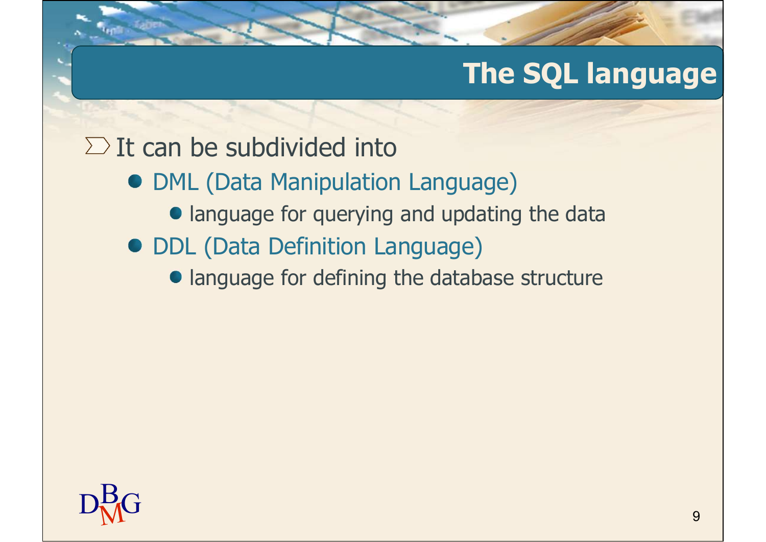# The SQL language

- It can be subdivided into
  - DML (Data Manipulation Language)
    - language for querying and updating the data
  - DDL (Data Definition Language)
    - language for defining the database structure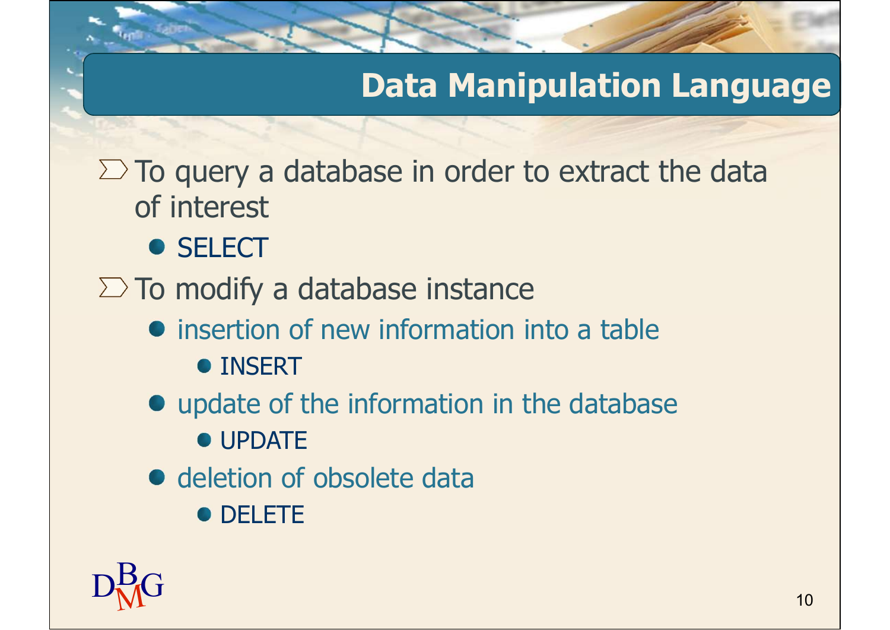# Data Manipulation Language

- To query a database in order to extract the data of interest
  - SELECT
- To modify a database instance
  - insertion of new information into a table
    - INSERT
  - update of the information in the database
    - UPDATE
  - deletion of obsolete data
    - DELETE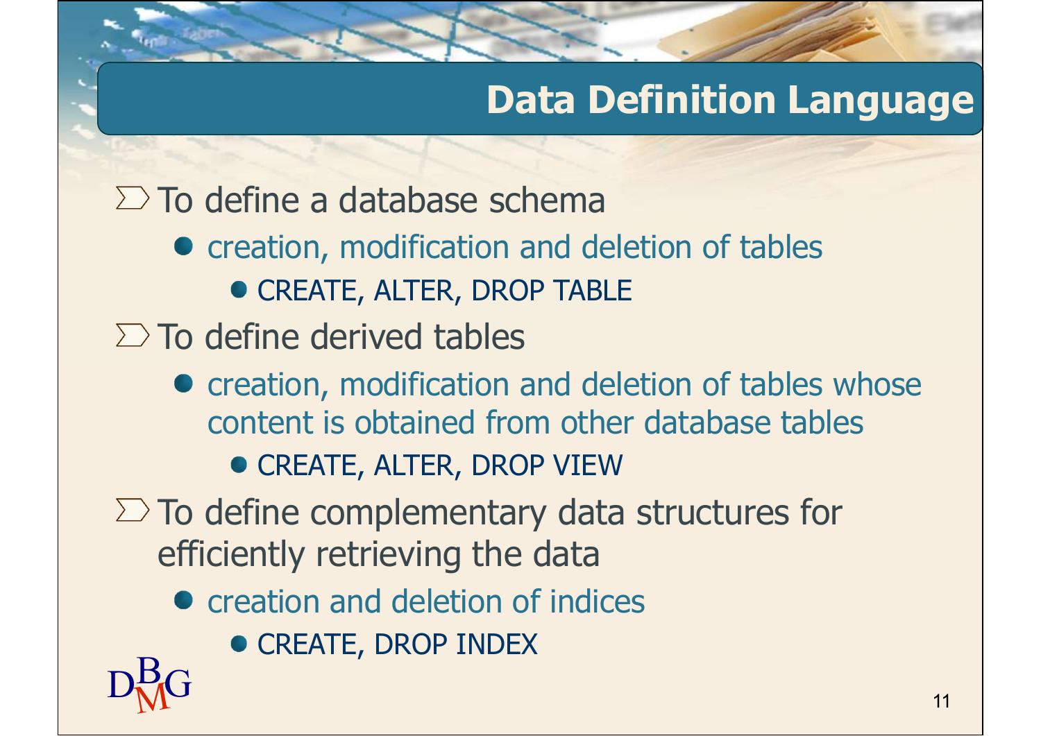# Data Definition Language

- To define a database schema
  - creation, modification and deletion of tables
    - CREATE, ALTER, DROP TABLE
- To define derived tables
  - creation, modification and deletion of tables whose content is obtained from other database tables
    - CREATE, ALTER, DROP VIEW
- To define complementary data structures for efficiently retrieving the data
  - creation and deletion of indices
    - CREATE, DROP INDEX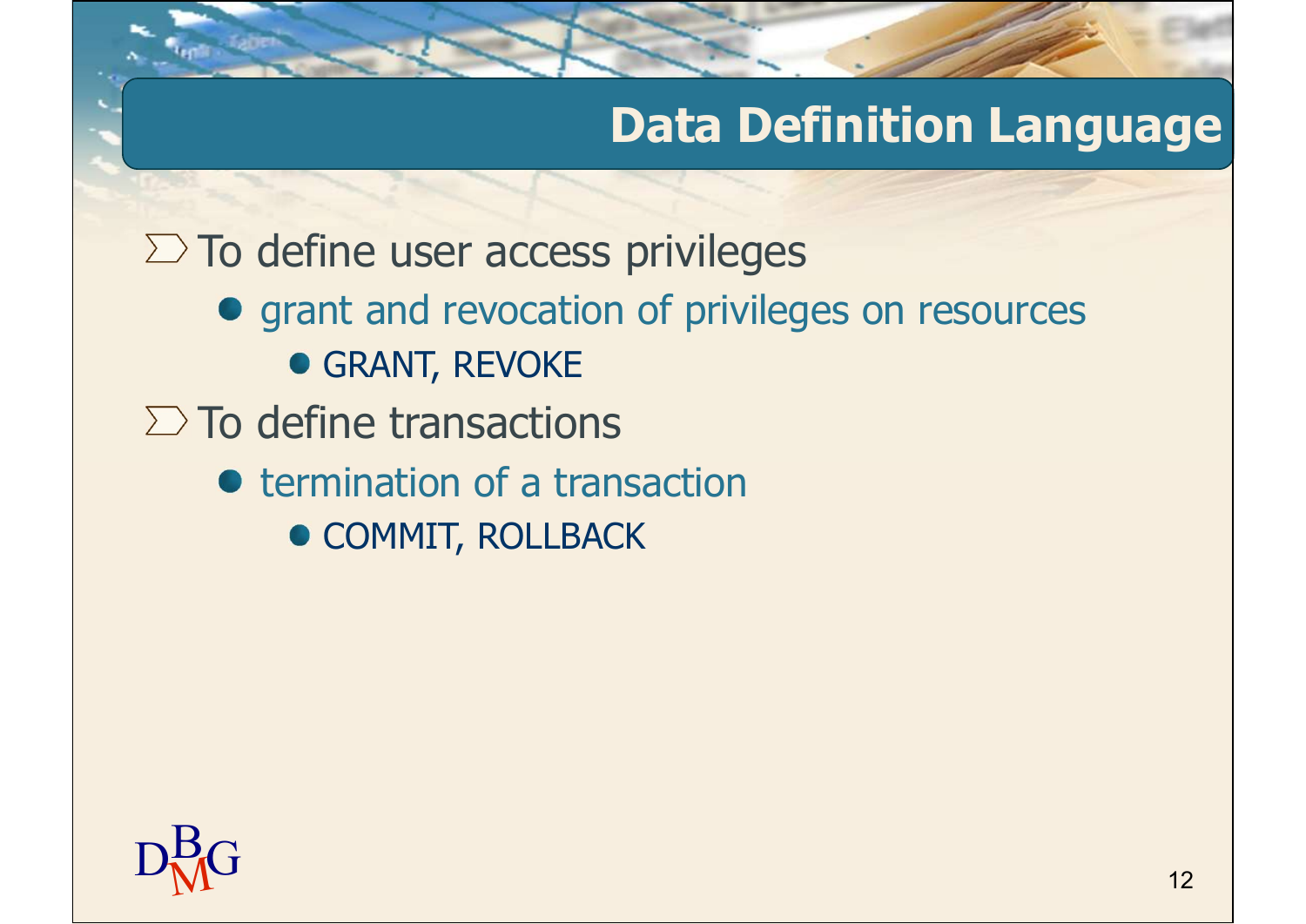# Data Definition Language

- To define user access privileges
  - grant and revocation of privileges on resources
    - GRANT, REVOKE
- To define transactions
  - termination of a transaction
    - COMMIT, ROLLBACK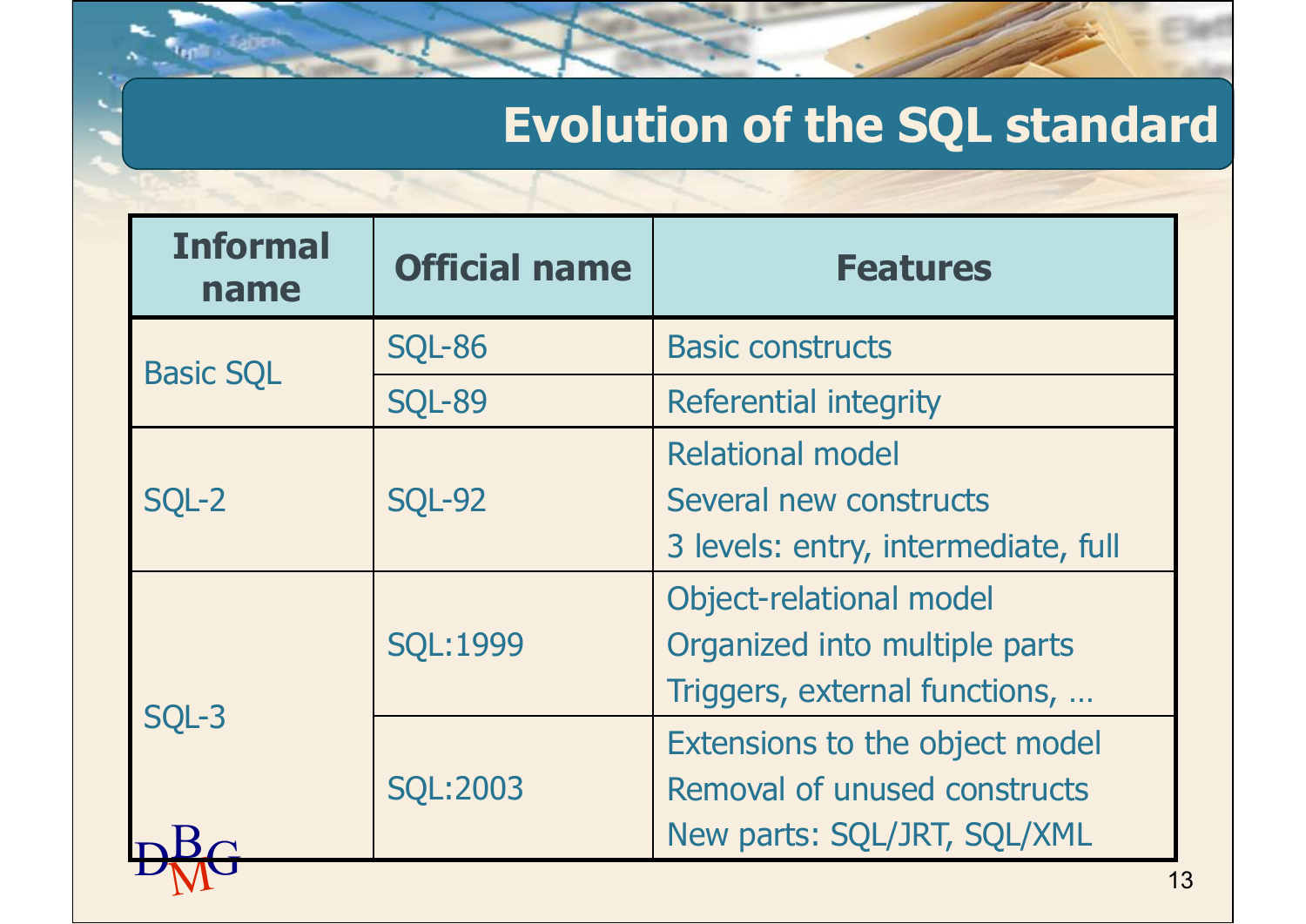# Evolution of the SQL standard

| Informal name | Official name | Features |
|---|---|---|
| Basic SQL | SQL-86 | Basic constructs |
| | SQL-89 | Referential integrity |
| SQL-2 | SQL-92 | Relational model<br>Several new constructs<br>3 levels: entry, intermediate, full |
| SQL-3 | SQL:1999 | Object-relational model<br>Organized into multiple parts<br>Triggers, external functions, … |
| | SQL:2003 | Extensions to the object model<br>Removal of unused constructs<br>New parts: SQL/JRT, SQL/XML |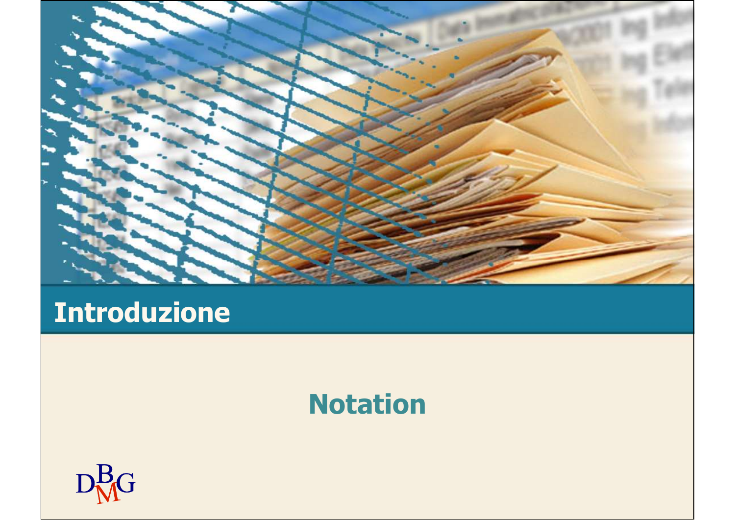# Introduzione

## Notation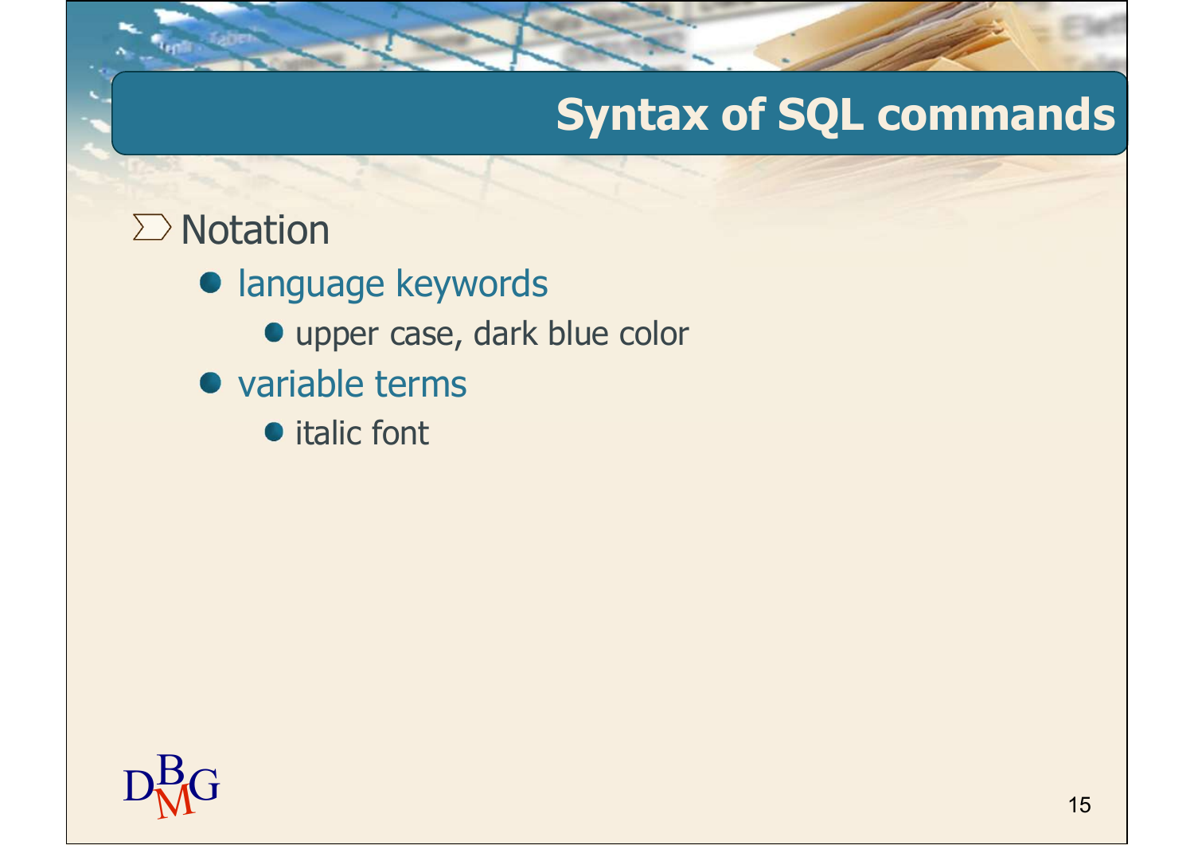# Syntax of SQL commands

- Notation
  - language keywords
    - upper case, dark blue color
  - variable terms
    - italic font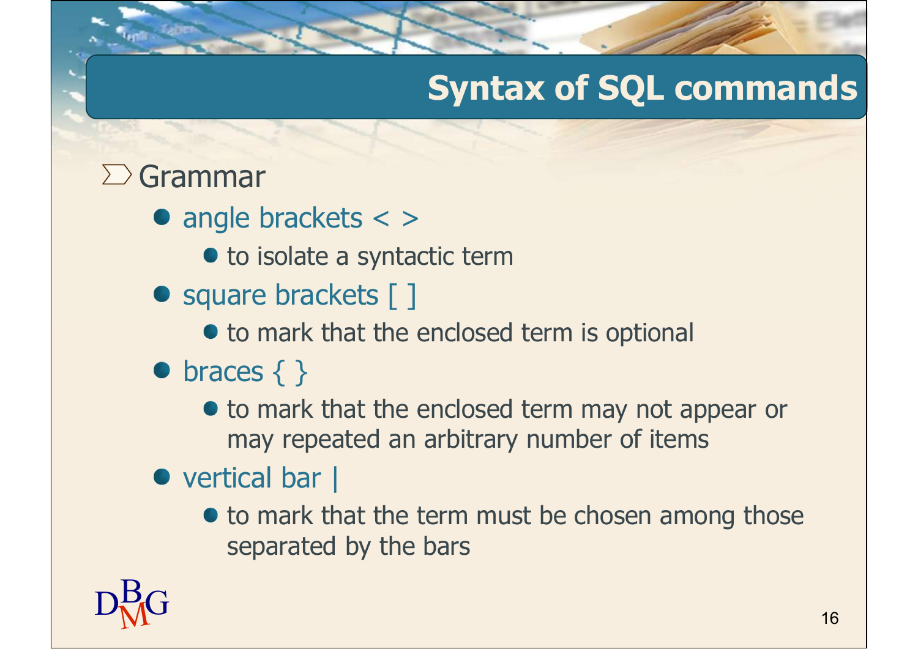# Syntax of SQL commands

- Grammar
  - angle brackets < >
    - to isolate a syntactic term
  - square brackets [ ]
    - to mark that the enclosed term is optional
  - braces { }
    - to mark that the enclosed term may not appear or may repeated an arbitrary number of items
  - vertical bar |
    - to mark that the term must be chosen among those separated by the bars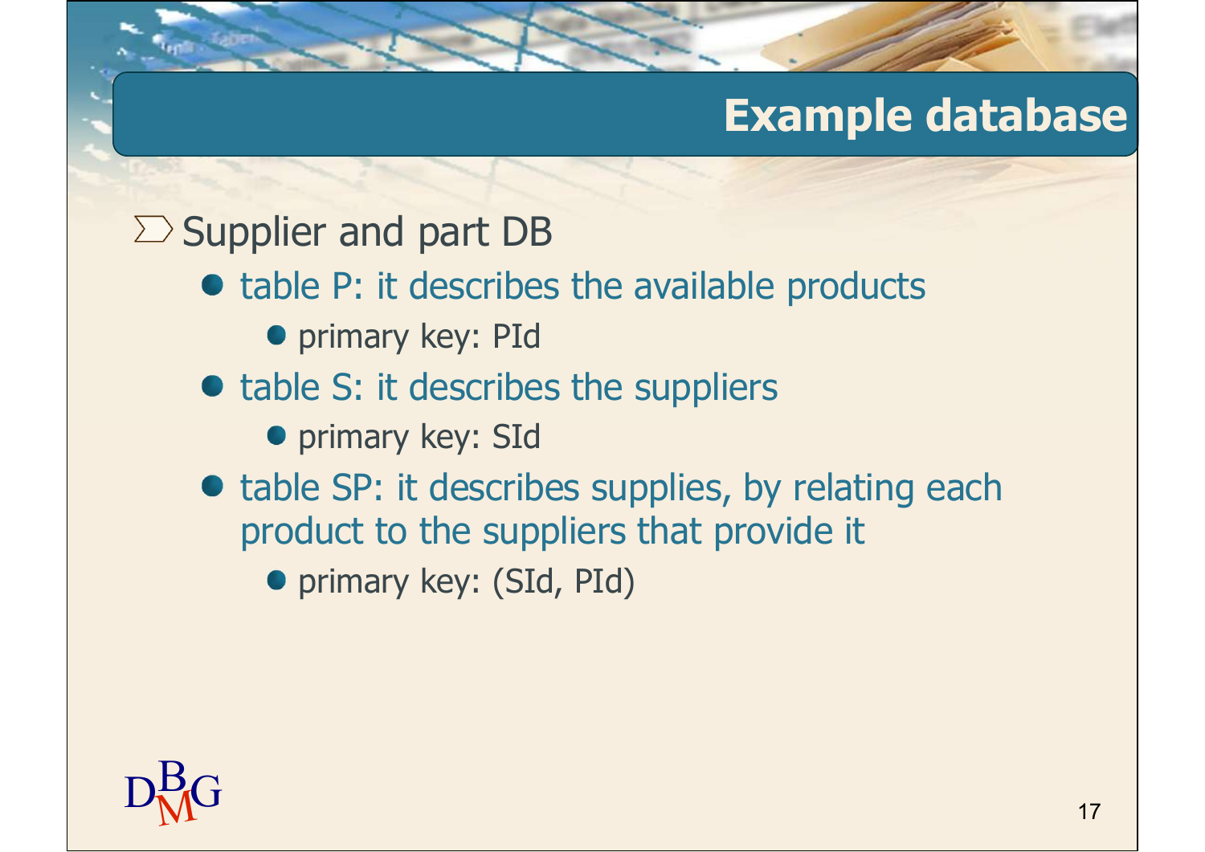# Example database

- Supplier and part DB
  - table P: it describes the available products
    - primary key: PId
  - table S: it describes the suppliers
    - primary key: SId
  - table SP: it describes supplies, by relating each product to the suppliers that provide it
    - primary key: (SId, PId)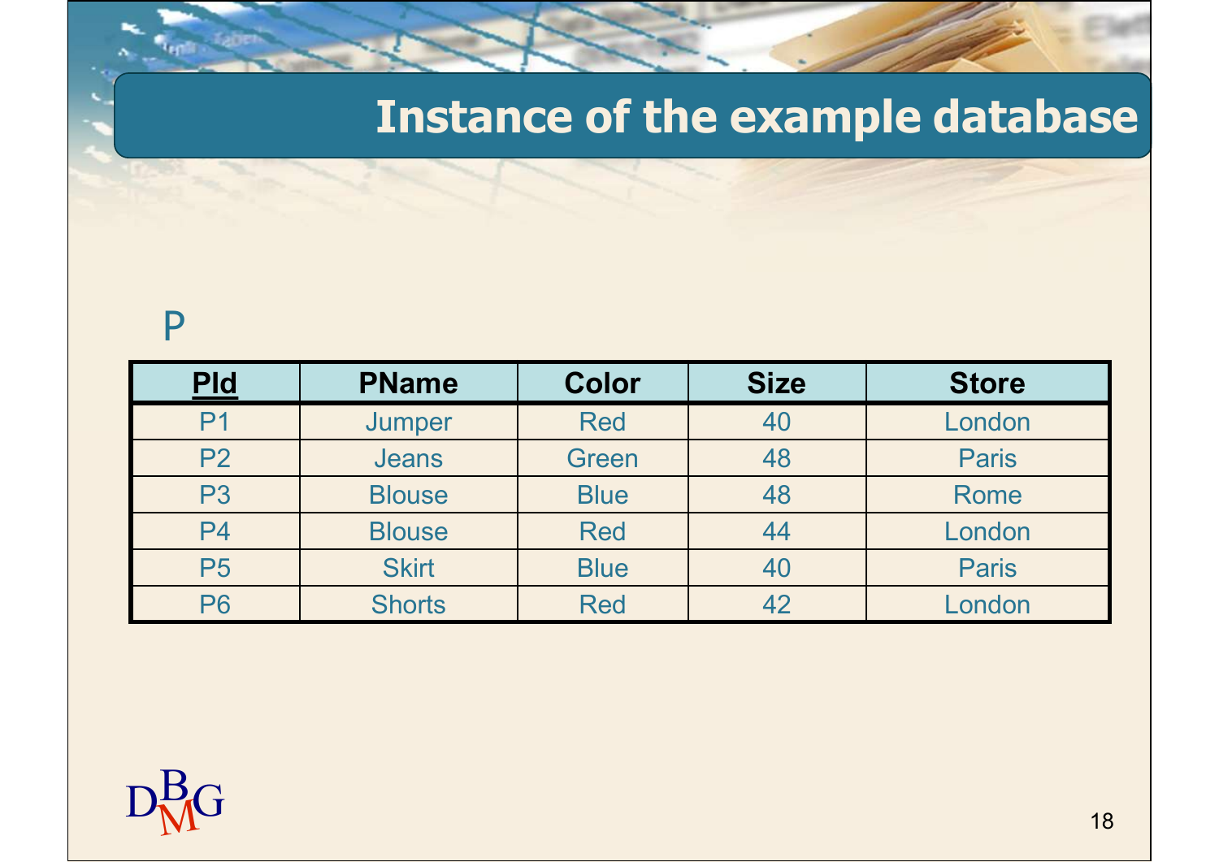# Instance of the example database

P

| <u>**PId**</u> | **PName** | **Color** | **Size** | **Store** |
|---|---|---|---|---|
| P1 | Jumper | Red | 40 | London |
| P2 | Jeans | Green | 48 | Paris |
| P3 | Blouse | Blue | 48 | Rome |
| P4 | Blouse | Red | 44 | London |
| P5 | Skirt | Blue | 40 | Paris |
| P6 | Shorts | Red | 42 | London |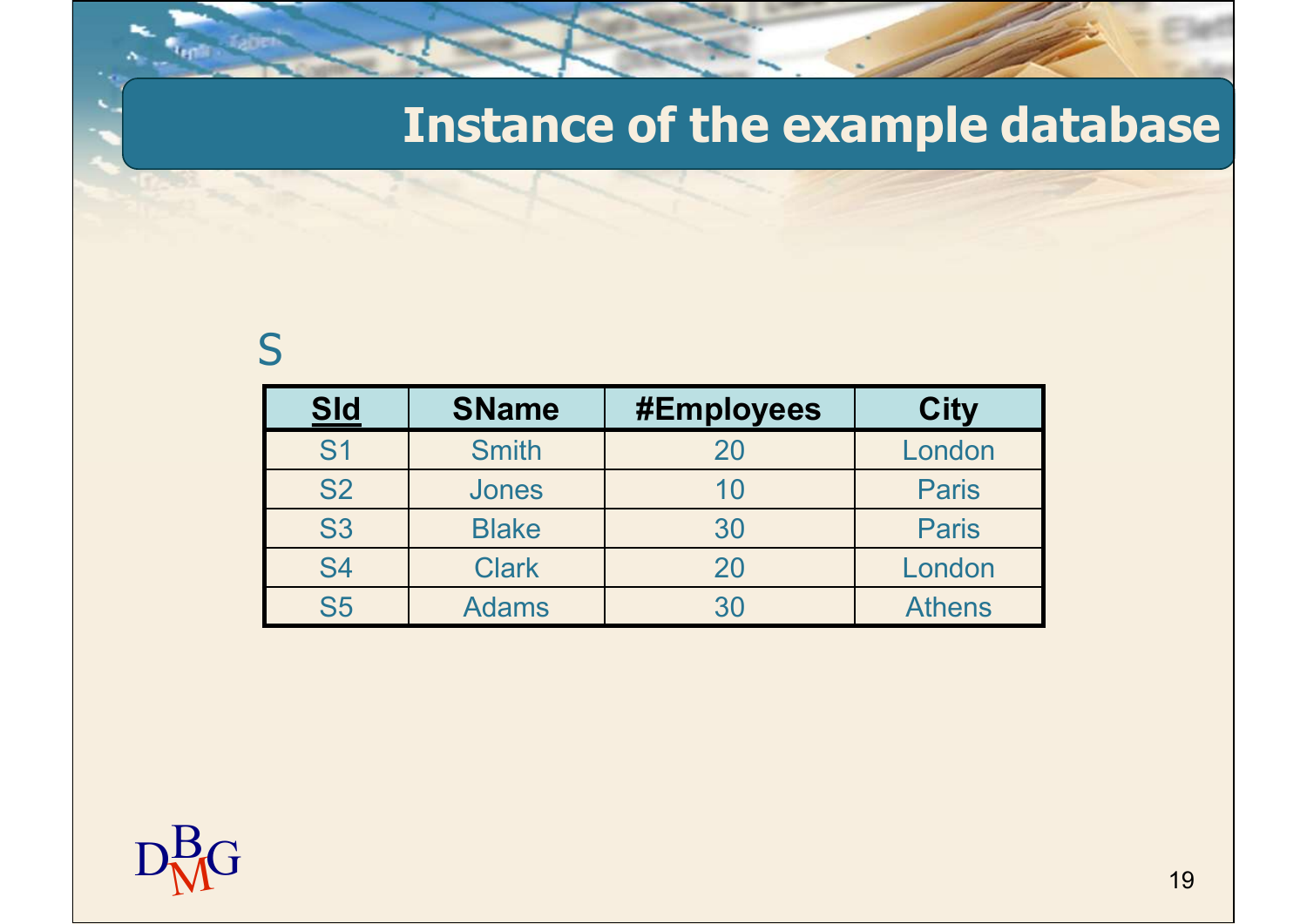# Instance of the example database

S

| **SId** | **SName** | **#Employees** | **City** |
|---|---|---|---|
| S1 | Smith | 20 | London |
| S2 | Jones | 10 | Paris |
| S3 | Blake | 30 | Paris |
| S4 | Clark | 20 | London |
| S5 | Adams | 30 | Athens |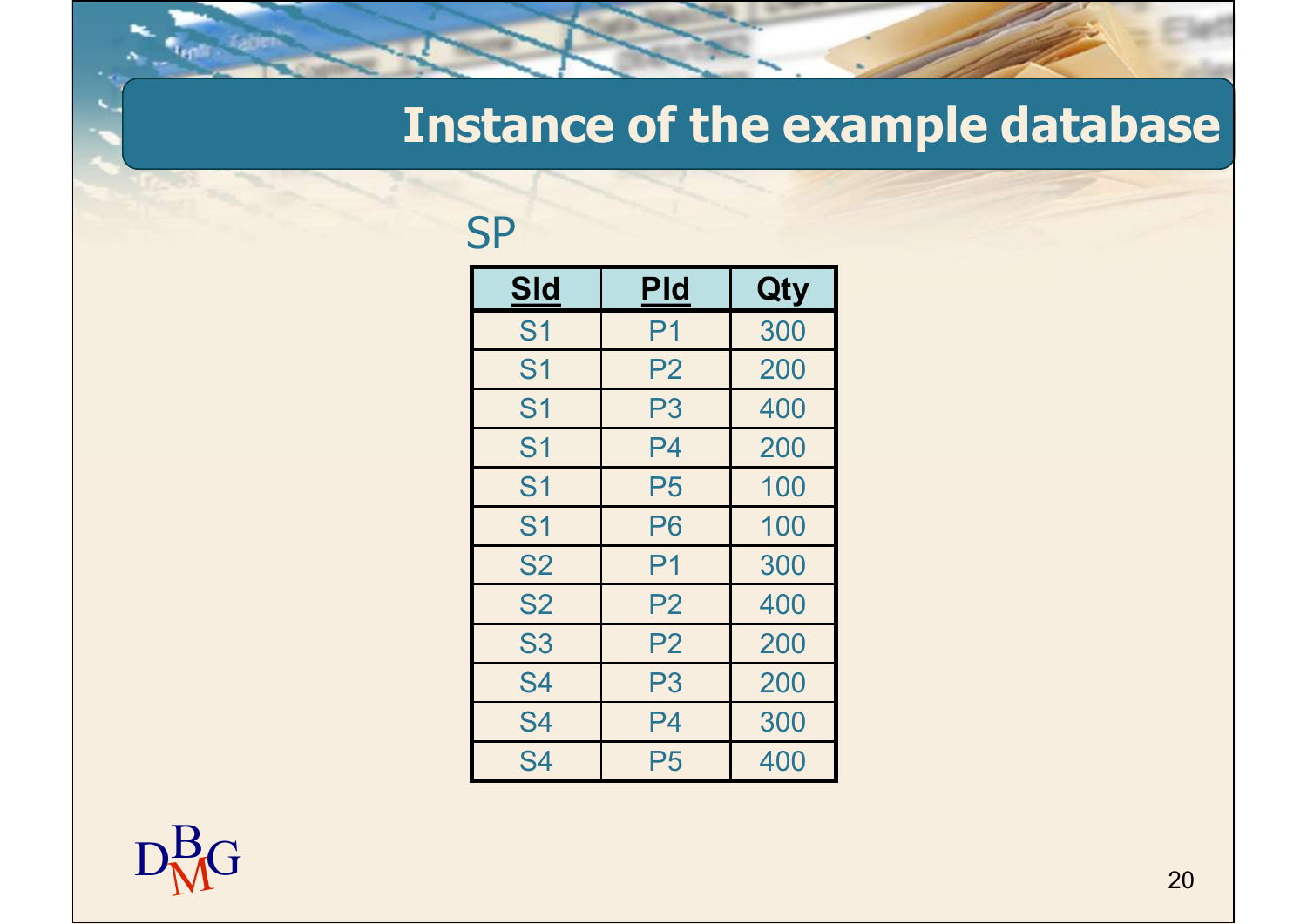# Instance of the example database

SP

| SId | PId | Qty |
| --- | --- | --- |
| S1 | P1 | 300 |
| S1 | P2 | 200 |
| S1 | P3 | 400 |
| S1 | P4 | 200 |
| S1 | P5 | 100 |
| S1 | P6 | 100 |
| S2 | P1 | 300 |
| S2 | P2 | 400 |
| S3 | P2 | 200 |
| S4 | P3 | 200 |
| S4 | P4 | 300 |
| S4 | P5 | 400 |